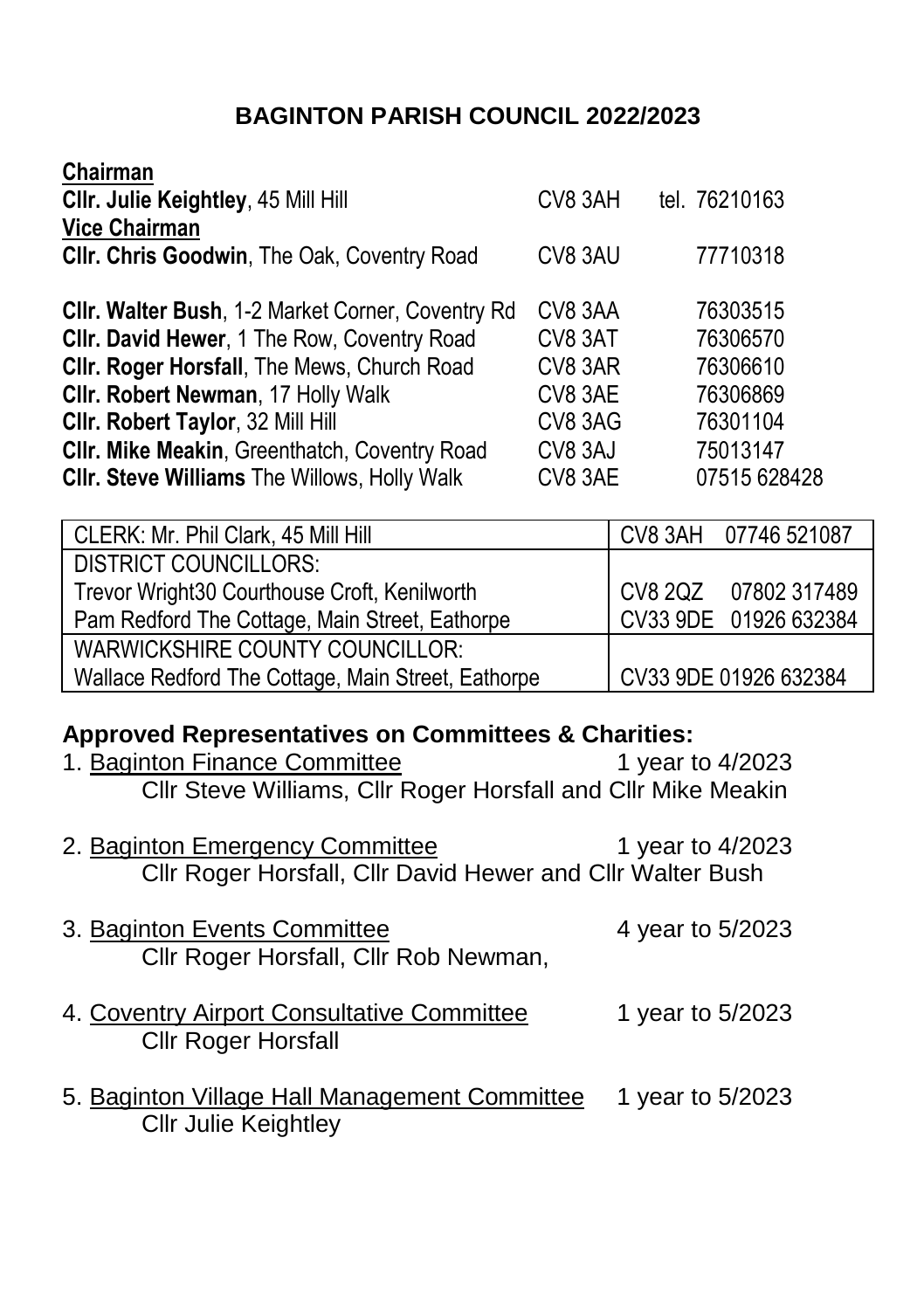# BAGINTON PARISH COUNCIL 2022/2023

**Chairman**

**Cllr. Julie Keightley**, 45 Mill Hill CV8 3AH tel. 76210163

**Vice Chairman**

**Cllr. Chris Goodwin**, The Oak, Coventry Road CV8 3AU 77710318

| | | |
|---|---|---|
| **Cllr. Walter Bush**, 1-2 Market Corner, Coventry Rd | CV8 3AA | 76303515 |
| **Cllr. David Hewer**, 1 The Row, Coventry Road | CV8 3AT | 76306570 |
| **Cllr. Roger Horsfall**, The Mews, Church Road | CV8 3AR | 76306610 |
| **Cllr. Robert Newman**, 17 Holly Walk | CV8 3AE | 76306869 |
| **Cllr. Robert Taylor**, 32 Mill Hill | CV8 3AG | 76301104 |
| **Cllr. Mike Meakin**, Greenthatch, Coventry Road | CV8 3AJ | 75013147 |
| **Cllr. Steve Williams** The Willows, Holly Walk | CV8 3AE | 07515 628428 |

| | |
|---|---|
| CLERK: Mr. Phil Clark, 45 Mill Hill | CV8 3AH 07746 521087 |
| DISTRICT COUNCILLORS: | |
| Trevor Wright30 Courthouse Croft, Kenilworth | CV8 2QZ 07802 317489 |
| Pam Redford The Cottage, Main Street, Eathorpe | CV33 9DE 01926 632384 |
| WARWICKSHIRE COUNTY COUNCILLOR: | |
| Wallace Redford The Cottage, Main Street, Eathorpe | CV33 9DE 01926 632384 |

## Approved Representatives on Committees & Charities:

1. Baginton Finance Committee — 1 year to 4/2023
   Cllr Steve Williams, Cllr Roger Horsfall and Cllr Mike Meakin

2. Baginton Emergency Committee — 1 year to 4/2023
   Cllr Roger Horsfall, Cllr David Hewer and Cllr Walter Bush

3. Baginton Events Committee — 4 year to 5/2023
   Cllr Roger Horsfall, Cllr Rob Newman,

4. Coventry Airport Consultative Committee — 1 year to 5/2023
   Cllr Roger Horsfall

5. Baginton Village Hall Management Committee — 1 year to 5/2023
   Cllr Julie Keightley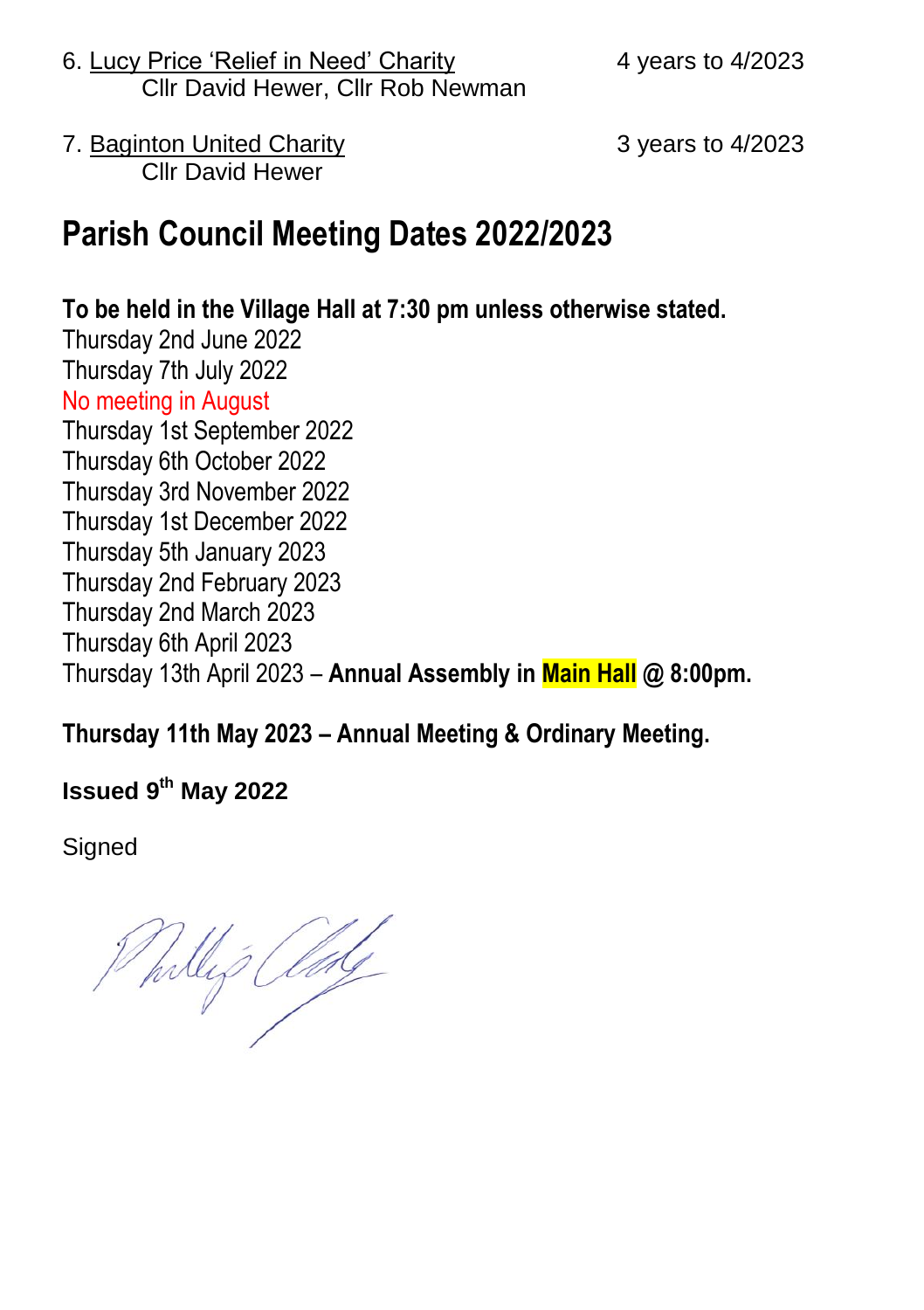6. Lucy Price 'Relief in Need' Charity 4 years to 4/2023
Cllr David Hewer, Cllr Rob Newman

7. Baginton United Charity 3 years to 4/2023
Cllr David Hewer

# Parish Council Meeting Dates 2022/2023

**To be held in the Village Hall at 7:30 pm unless otherwise stated.**

Thursday 2nd June 2022
Thursday 7th July 2022
No meeting in August
Thursday 1st September 2022
Thursday 6th October 2022
Thursday 3rd November 2022
Thursday 1st December 2022
Thursday 5th January 2023
Thursday 2nd February 2023
Thursday 2nd March 2023
Thursday 6th April 2023
Thursday 13th April 2023 – **Annual Assembly in Main Hall @ 8:00pm.**

**Thursday 11th May 2023 – Annual Meeting & Ordinary Meeting.**

**Issued 9th May 2022**

Signed